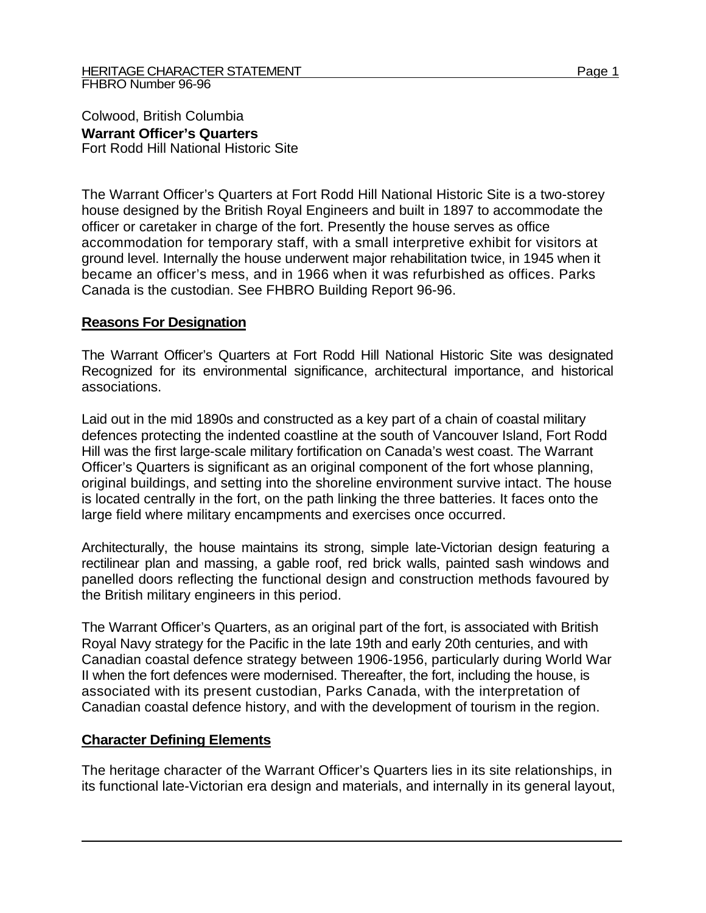Colwood, British Columbia
**Warrant Officer's Quarters**
Fort Rodd Hill National Historic Site

The Warrant Officer's Quarters at Fort Rodd Hill National Historic Site is a two-storey house designed by the British Royal Engineers and built in 1897 to accommodate the officer or caretaker in charge of the fort. Presently the house serves as office accommodation for temporary staff, with a small interpretive exhibit for visitors at ground level. Internally the house underwent major rehabilitation twice, in 1945 when it became an officer's mess, and in 1966 when it was refurbished as offices. Parks Canada is the custodian. See FHBRO Building Report 96-96.

## Reasons For Designation

The Warrant Officer's Quarters at Fort Rodd Hill National Historic Site was designated Recognized for its environmental significance, architectural importance, and historical associations.

Laid out in the mid 1890s and constructed as a key part of a chain of coastal military defences protecting the indented coastline at the south of Vancouver Island, Fort Rodd Hill was the first large-scale military fortification on Canada's west coast. The Warrant Officer's Quarters is significant as an original component of the fort whose planning, original buildings, and setting into the shoreline environment survive intact. The house is located centrally in the fort, on the path linking the three batteries. It faces onto the large field where military encampments and exercises once occurred.

Architecturally, the house maintains its strong, simple late-Victorian design featuring a rectilinear plan and massing, a gable roof, red brick walls, painted sash windows and panelled doors reflecting the functional design and construction methods favoured by the British military engineers in this period.

The Warrant Officer's Quarters, as an original part of the fort, is associated with British Royal Navy strategy for the Pacific in the late 19th and early 20th centuries, and with Canadian coastal defence strategy between 1906-1956, particularly during World War II when the fort defences were modernised. Thereafter, the fort, including the house, is associated with its present custodian, Parks Canada, with the interpretation of Canadian coastal defence history, and with the development of tourism in the region.

## Character Defining Elements

The heritage character of the Warrant Officer's Quarters lies in its site relationships, in its functional late-Victorian era design and materials, and internally in its general layout,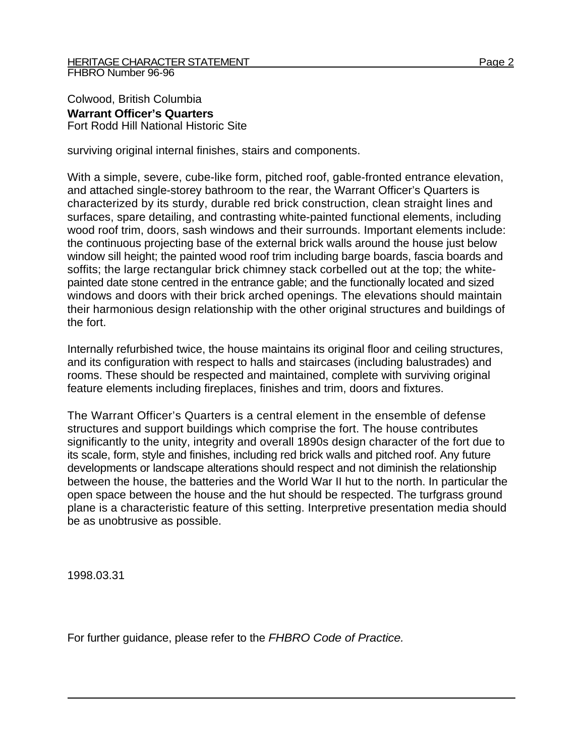Colwood, British Columbia
**Warrant Officer's Quarters**
Fort Rodd Hill National Historic Site

surviving original internal finishes, stairs and components.

With a simple, severe, cube-like form, pitched roof, gable-fronted entrance elevation, and attached single-storey bathroom to the rear, the Warrant Officer's Quarters is characterized by its sturdy, durable red brick construction, clean straight lines and surfaces, spare detailing, and contrasting white-painted functional elements, including wood roof trim, doors, sash windows and their surrounds. Important elements include: the continuous projecting base of the external brick walls around the house just below window sill height; the painted wood roof trim including barge boards, fascia boards and soffits; the large rectangular brick chimney stack corbelled out at the top; the white-painted date stone centred in the entrance gable; and the functionally located and sized windows and doors with their brick arched openings. The elevations should maintain their harmonious design relationship with the other original structures and buildings of the fort.

Internally refurbished twice, the house maintains its original floor and ceiling structures, and its configuration with respect to halls and staircases (including balustrades) and rooms. These should be respected and maintained, complete with surviving original feature elements including fireplaces, finishes and trim, doors and fixtures.

The Warrant Officer's Quarters is a central element in the ensemble of defense structures and support buildings which comprise the fort. The house contributes significantly to the unity, integrity and overall 1890s design character of the fort due to its scale, form, style and finishes, including red brick walls and pitched roof. Any future developments or landscape alterations should respect and not diminish the relationship between the house, the batteries and the World War II hut to the north. In particular the open space between the house and the hut should be respected. The turfgrass ground plane is a characteristic feature of this setting. Interpretive presentation media should be as unobtrusive as possible.

1998.03.31

For further guidance, please refer to the *FHBRO Code of Practice.*